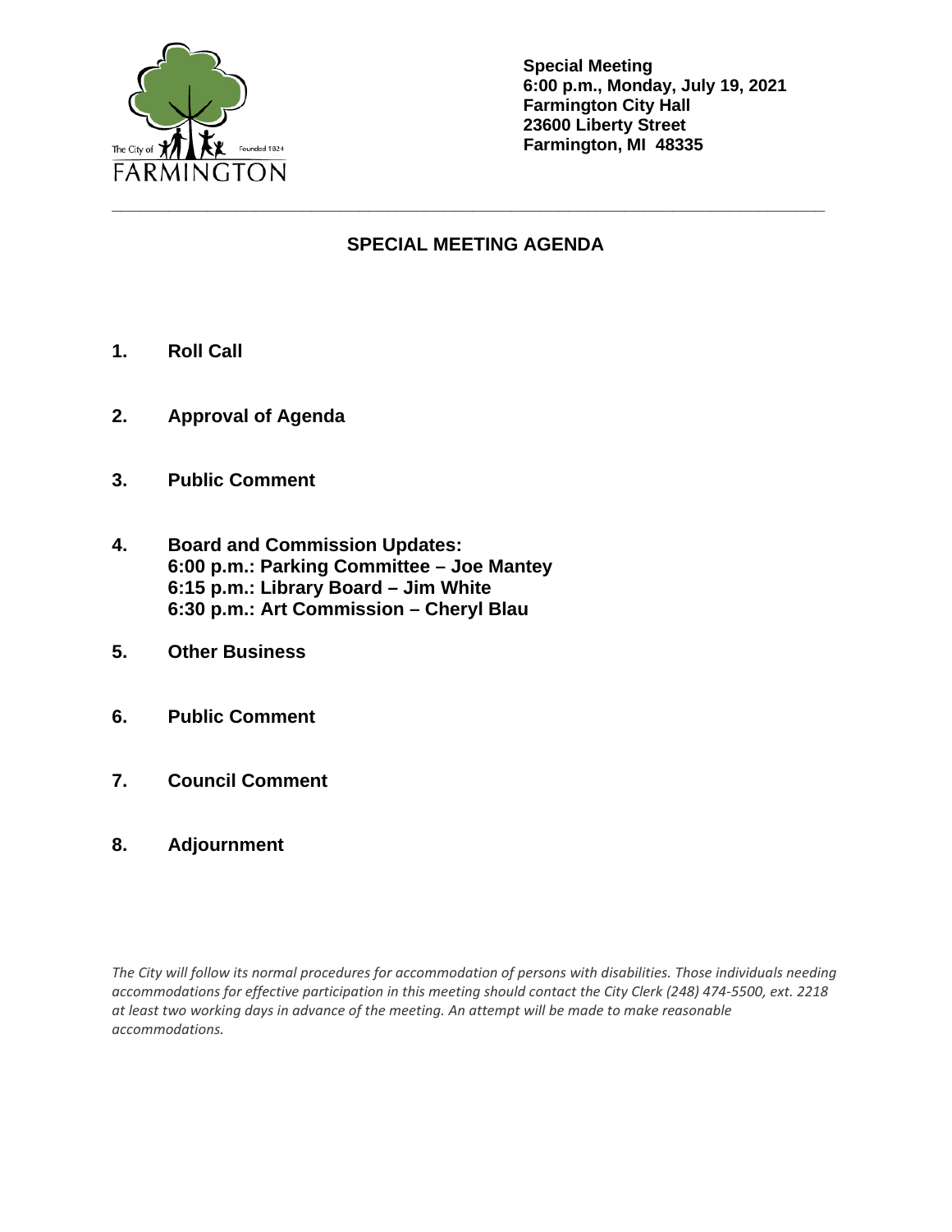The City of FARMINGTON Founded 1824

**Special Meeting**
**6:00 p.m., Monday, July 19, 2021**
**Farmington City Hall**
**23600 Liberty Street**
**Farmington, MI 48335**

---

## SPECIAL MEETING AGENDA

1. **Roll Call**

2. **Approval of Agenda**

3. **Public Comment**

4. **Board and Commission Updates:**
   **6:00 p.m.: Parking Committee – Joe Mantey**
   **6:15 p.m.: Library Board – Jim White**
   **6:30 p.m.: Art Commission – Cheryl Blau**

5. **Other Business**

6. **Public Comment**

7. **Council Comment**

8. **Adjournment**

*The City will follow its normal procedures for accommodation of persons with disabilities. Those individuals needing accommodations for effective participation in this meeting should contact the City Clerk (248) 474-5500, ext. 2218 at least two working days in advance of the meeting. An attempt will be made to make reasonable accommodations.*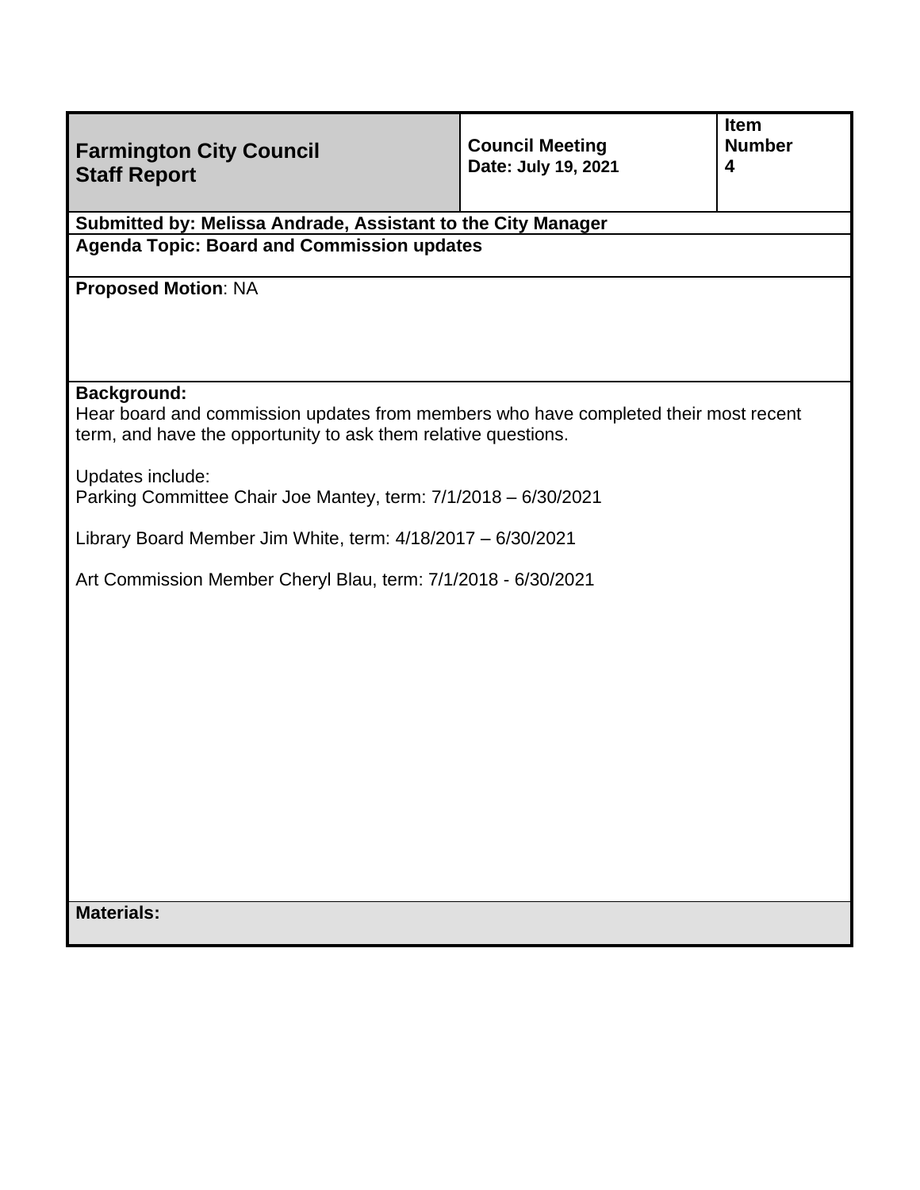| Farmington City Council Staff Report | Council Meeting Date: July 19, 2021 | Item Number 4 |
| --- | --- | --- |

**Submitted by: Melissa Andrade, Assistant to the City Manager**

**Agenda Topic: Board and Commission updates**

**Proposed Motion**: NA

**Background:**
Hear board and commission updates from members who have completed their most recent term, and have the opportunity to ask them relative questions.

Updates include:
Parking Committee Chair Joe Mantey, term: 7/1/2018 – 6/30/2021

Library Board Member Jim White, term: 4/18/2017 – 6/30/2021

Art Commission Member Cheryl Blau, term: 7/1/2018 - 6/30/2021

**Materials:**